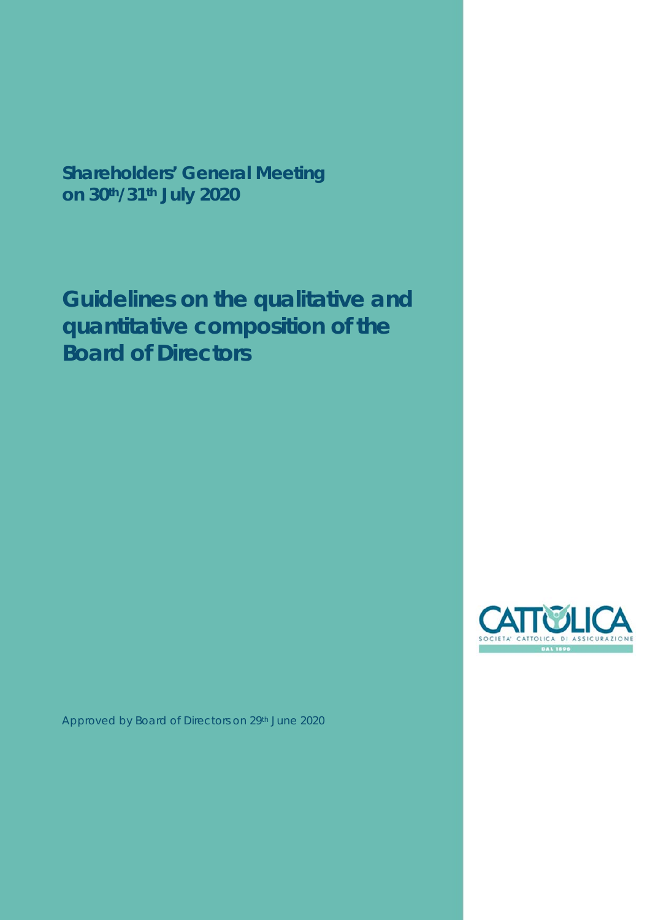**Shareholders' General Meeting on 30th/31th July 2020**

# Guidelines on the qualitative and quantitative composition of the Board of Directors

CATTOLICA
SOCIETA' CATTOLICA DI ASSICURAZIONE
DAL 1896

Approved by Board of Directors on 29th June 2020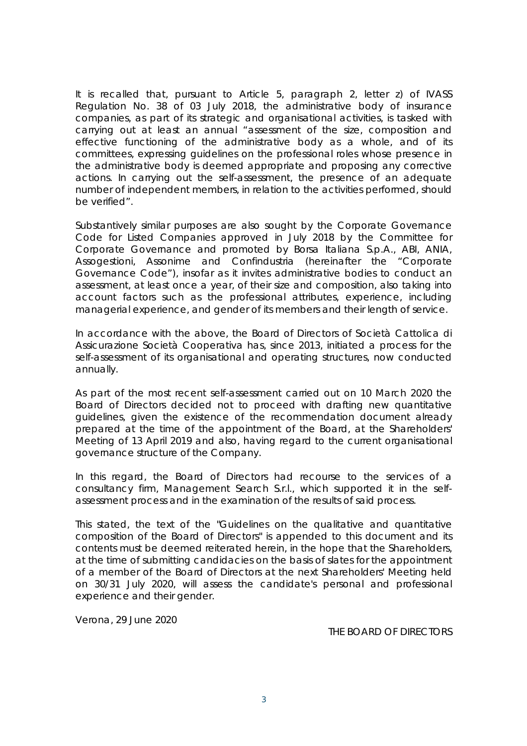It is recalled that, pursuant to Article 5, paragraph 2, letter z) of IVASS Regulation No. 38 of 03 July 2018, the administrative body of insurance companies, as part of its strategic and organisational activities, is tasked with carrying out at least an annual "assessment of the size, composition and effective functioning of the administrative body as a whole, and of its committees, expressing guidelines on the professional roles whose presence in the administrative body is deemed appropriate and proposing any corrective actions. In carrying out the self-assessment, the presence of an adequate number of independent members, in relation to the activities performed, should be verified".

Substantively similar purposes are also sought by the Corporate Governance Code for Listed Companies approved in July 2018 by the Committee for Corporate Governance and promoted by Borsa Italiana S.p.A., ABI, ANIA, Assogestioni, Assonime and Confindustria (hereinafter the "Corporate Governance Code"), insofar as it invites administrative bodies to conduct an assessment, at least once a year, of their size and composition, also taking into account factors such as the professional attributes, experience, including managerial experience, and gender of its members and their length of service.

In accordance with the above, the Board of Directors of Società Cattolica di Assicurazione Società Cooperativa has, since 2013, initiated a process for the self-assessment of its organisational and operating structures, now conducted annually.

As part of the most recent self-assessment carried out on 10 March 2020 the Board of Directors decided not to proceed with drafting new quantitative guidelines, given the existence of the recommendation document already prepared at the time of the appointment of the Board, at the Shareholders' Meeting of 13 April 2019 and also, having regard to the current organisational governance structure of the Company.

In this regard, the Board of Directors had recourse to the services of a consultancy firm, Management Search S.r.l., which supported it in the self-assessment process and in the examination of the results of said process.

This stated, the text of the "Guidelines on the qualitative and quantitative composition of the Board of Directors" is appended to this document and its contents must be deemed reiterated herein, in the hope that the Shareholders, at the time of submitting candidacies on the basis of slates for the appointment of a member of the Board of Directors at the next Shareholders' Meeting held on 30/31 July 2020, will assess the candidate's personal and professional experience and their gender.

Verona, 29 June 2020

THE BOARD OF DIRECTORS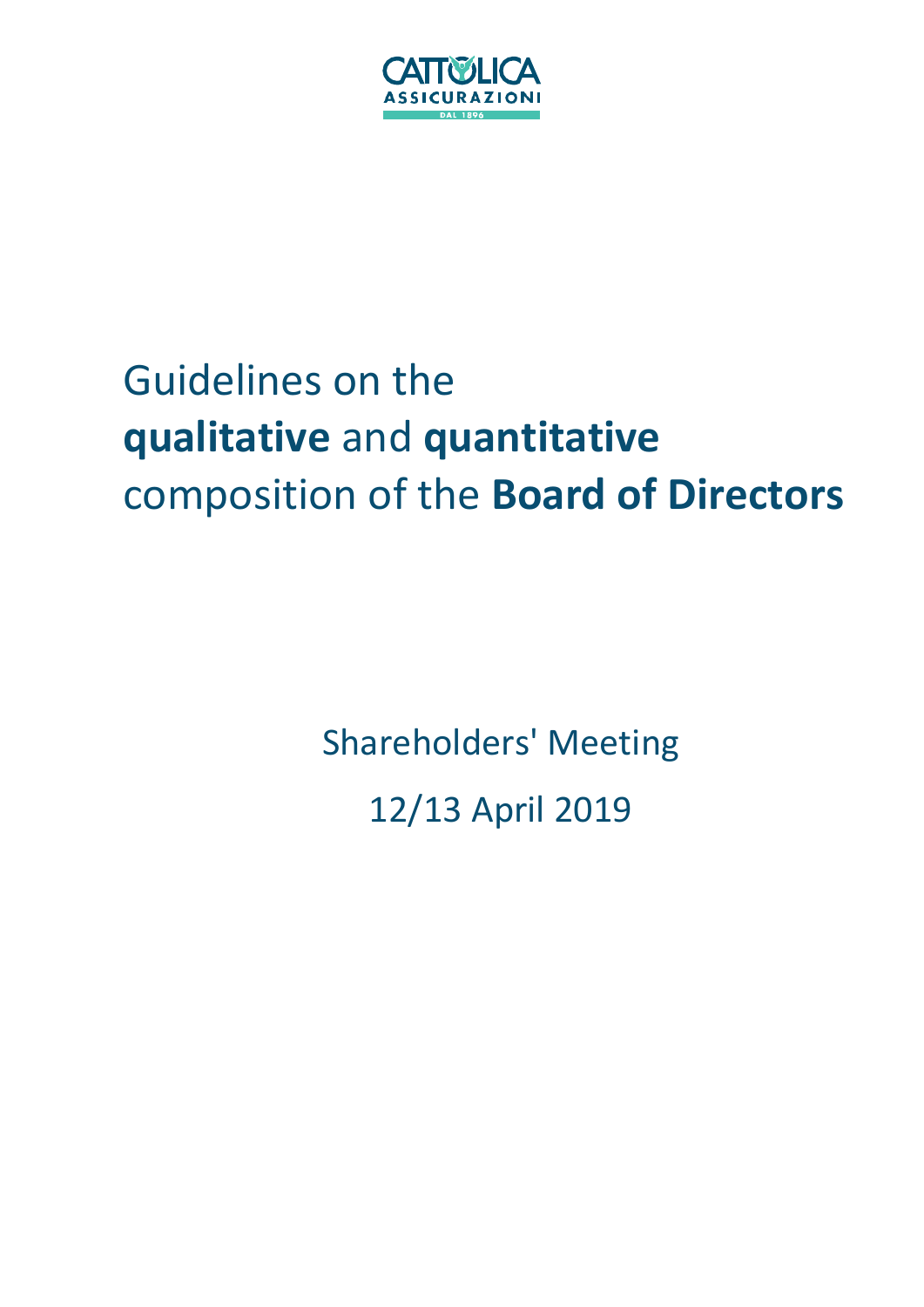CATTOLICA ASSICURAZIONI DAL 1896

# Guidelines on the **qualitative** and **quantitative** composition of the **Board of Directors**

Shareholders' Meeting

12/13 April 2019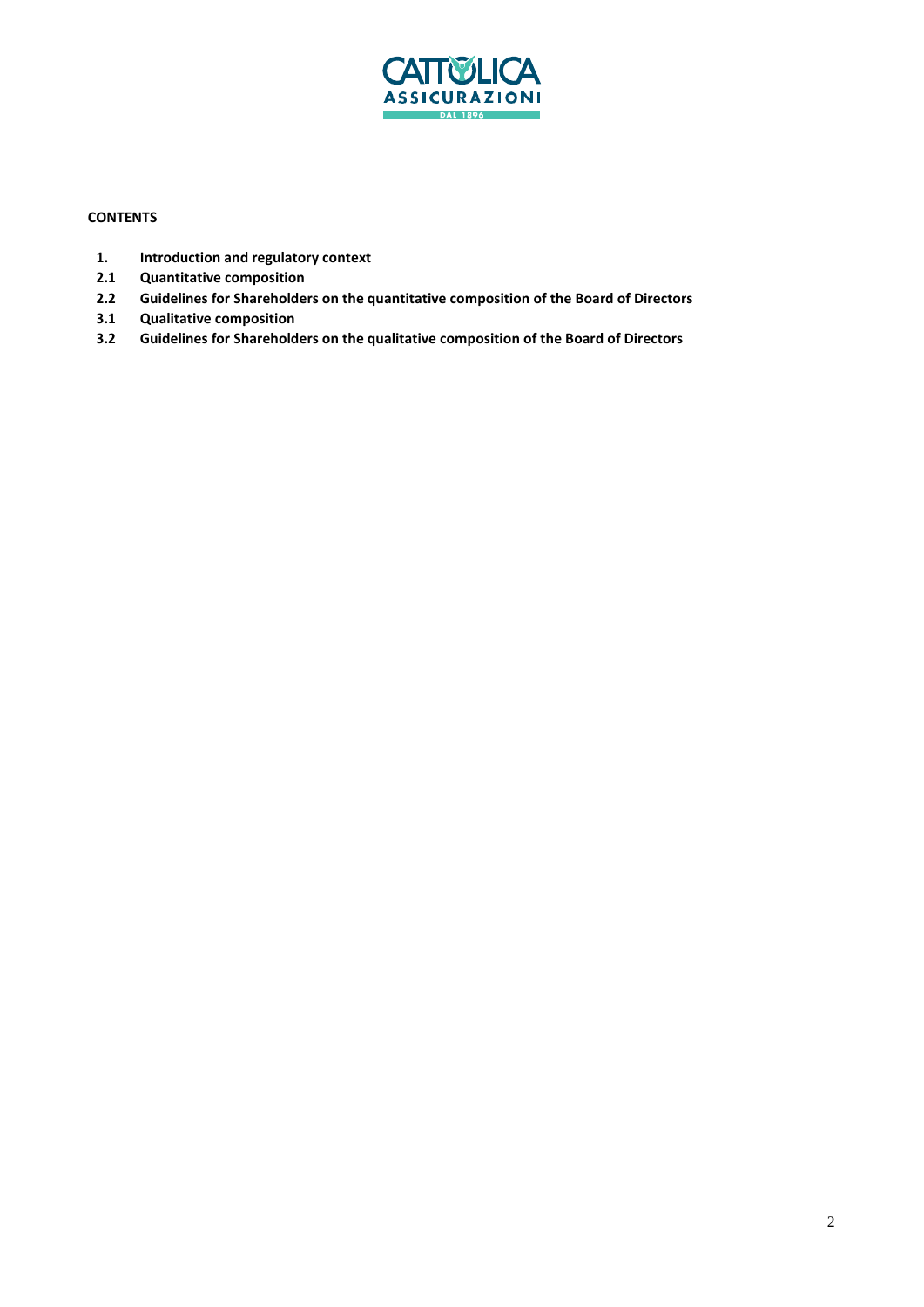**CONTENTS**

1. **Introduction and regulatory context**
2.1 **Quantitative composition**
2.2 **Guidelines for Shareholders on the quantitative composition of the Board of Directors**
3.1 **Qualitative composition**
3.2 **Guidelines for Shareholders on the qualitative composition of the Board of Directors**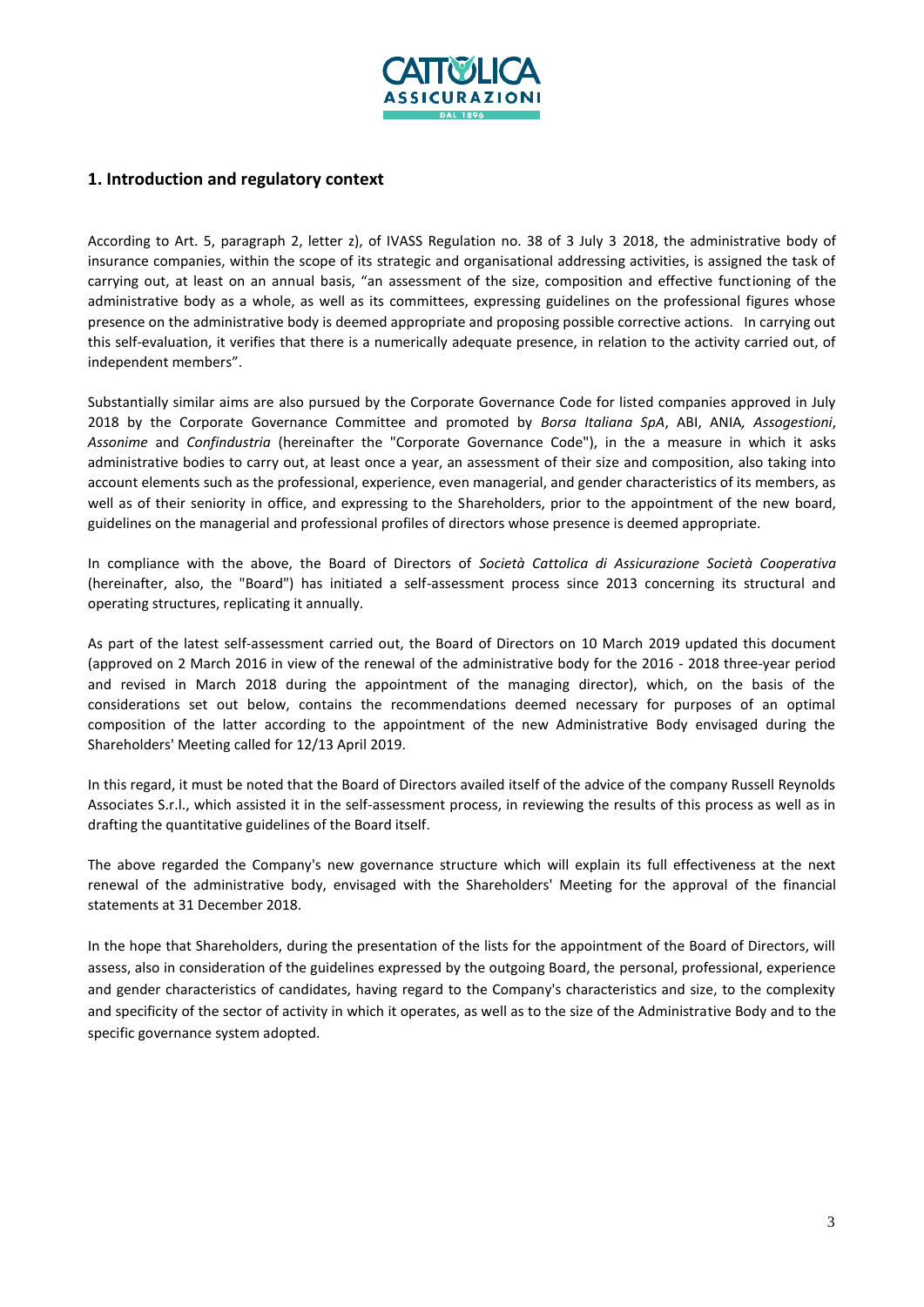## 1. Introduction and regulatory context

According to Art. 5, paragraph 2, letter z), of IVASS Regulation no. 38 of 3 July 3 2018, the administrative body of insurance companies, within the scope of its strategic and organisational addressing activities, is assigned the task of carrying out, at least on an annual basis, "an assessment of the size, composition and effective functioning of the administrative body as a whole, as well as its committees, expressing guidelines on the professional figures whose presence on the administrative body is deemed appropriate and proposing possible corrective actions. In carrying out this self-evaluation, it verifies that there is a numerically adequate presence, in relation to the activity carried out, of independent members".

Substantially similar aims are also pursued by the Corporate Governance Code for listed companies approved in July 2018 by the Corporate Governance Committee and promoted by *Borsa Italiana SpA*, ABI, ANIA*, Assogestioni*, *Assonime* and *Confindustria* (hereinafter the "Corporate Governance Code"), in the a measure in which it asks administrative bodies to carry out, at least once a year, an assessment of their size and composition, also taking into account elements such as the professional, experience, even managerial, and gender characteristics of its members, as well as of their seniority in office, and expressing to the Shareholders, prior to the appointment of the new board, guidelines on the managerial and professional profiles of directors whose presence is deemed appropriate.

In compliance with the above, the Board of Directors of *Società Cattolica di Assicurazione Società Cooperativa* (hereinafter, also, the "Board") has initiated a self-assessment process since 2013 concerning its structural and operating structures, replicating it annually.

As part of the latest self-assessment carried out, the Board of Directors on 10 March 2019 updated this document (approved on 2 March 2016 in view of the renewal of the administrative body for the 2016 - 2018 three-year period and revised in March 2018 during the appointment of the managing director), which, on the basis of the considerations set out below, contains the recommendations deemed necessary for purposes of an optimal composition of the latter according to the appointment of the new Administrative Body envisaged during the Shareholders' Meeting called for 12/13 April 2019.

In this regard, it must be noted that the Board of Directors availed itself of the advice of the company Russell Reynolds Associates S.r.l., which assisted it in the self-assessment process, in reviewing the results of this process as well as in drafting the quantitative guidelines of the Board itself.

The above regarded the Company's new governance structure which will explain its full effectiveness at the next renewal of the administrative body, envisaged with the Shareholders' Meeting for the approval of the financial statements at 31 December 2018.

In the hope that Shareholders, during the presentation of the lists for the appointment of the Board of Directors, will assess, also in consideration of the guidelines expressed by the outgoing Board, the personal, professional, experience and gender characteristics of candidates, having regard to the Company's characteristics and size, to the complexity and specificity of the sector of activity in which it operates, as well as to the size of the Administrative Body and to the specific governance system adopted.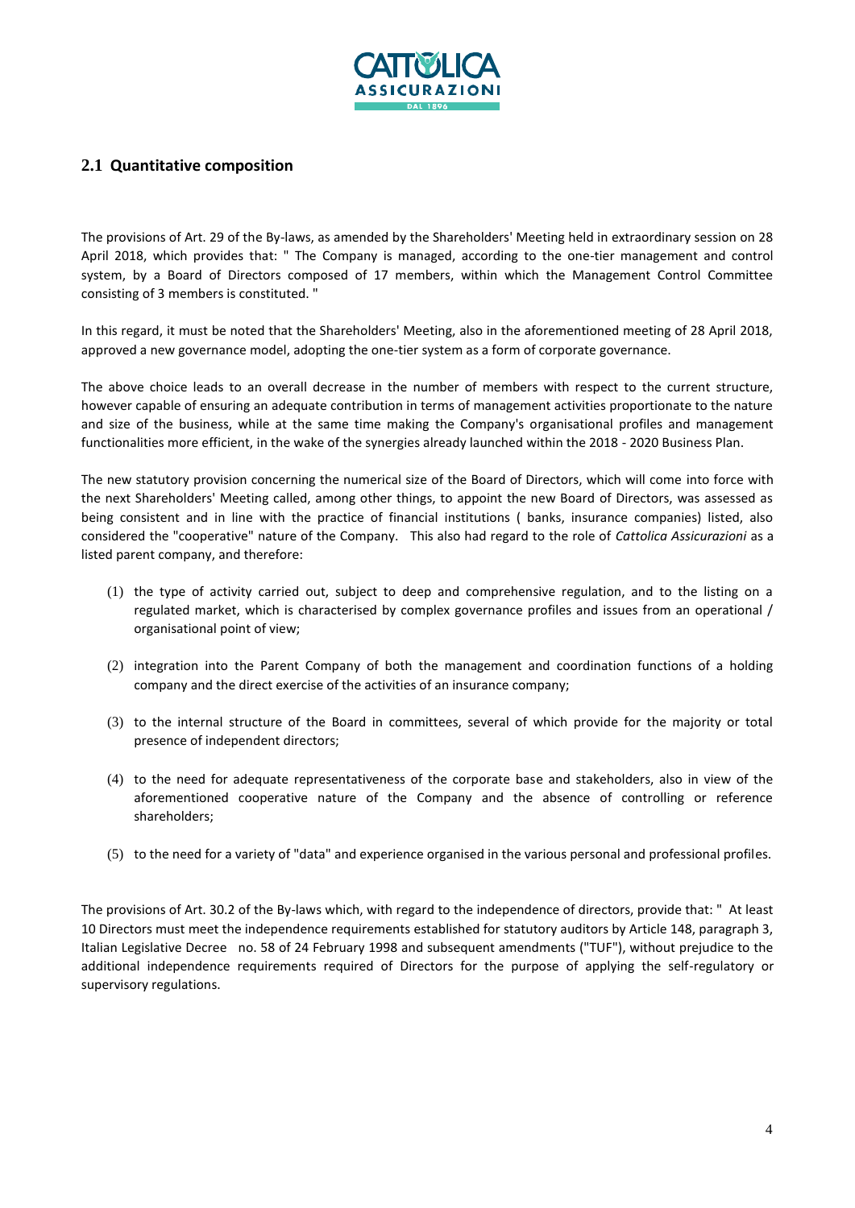## 2.1 Quantitative composition

The provisions of Art. 29 of the By-laws, as amended by the Shareholders' Meeting held in extraordinary session on 28 April 2018, which provides that: " The Company is managed, according to the one-tier management and control system, by a Board of Directors composed of 17 members, within which the Management Control Committee consisting of 3 members is constituted. "

In this regard, it must be noted that the Shareholders' Meeting, also in the aforementioned meeting of 28 April 2018, approved a new governance model, adopting the one-tier system as a form of corporate governance.

The above choice leads to an overall decrease in the number of members with respect to the current structure, however capable of ensuring an adequate contribution in terms of management activities proportionate to the nature and size of the business, while at the same time making the Company's organisational profiles and management functionalities more efficient, in the wake of the synergies already launched within the 2018 - 2020 Business Plan.

The new statutory provision concerning the numerical size of the Board of Directors, which will come into force with the next Shareholders' Meeting called, among other things, to appoint the new Board of Directors, was assessed as being consistent and in line with the practice of financial institutions ( banks, insurance companies) listed, also considered the "cooperative" nature of the Company. This also had regard to the role of *Cattolica Assicurazioni* as a listed parent company, and therefore:

(1) the type of activity carried out, subject to deep and comprehensive regulation, and to the listing on a regulated market, which is characterised by complex governance profiles and issues from an operational / organisational point of view;

(2) integration into the Parent Company of both the management and coordination functions of a holding company and the direct exercise of the activities of an insurance company;

(3) to the internal structure of the Board in committees, several of which provide for the majority or total presence of independent directors;

(4) to the need for adequate representativeness of the corporate base and stakeholders, also in view of the aforementioned cooperative nature of the Company and the absence of controlling or reference shareholders;

(5) to the need for a variety of "data" and experience organised in the various personal and professional profiles.

The provisions of Art. 30.2 of the By-laws which, with regard to the independence of directors, provide that: " At least 10 Directors must meet the independence requirements established for statutory auditors by Article 148, paragraph 3, Italian Legislative Decree no. 58 of 24 February 1998 and subsequent amendments ("TUF"), without prejudice to the additional independence requirements required of Directors for the purpose of applying the self-regulatory or supervisory regulations.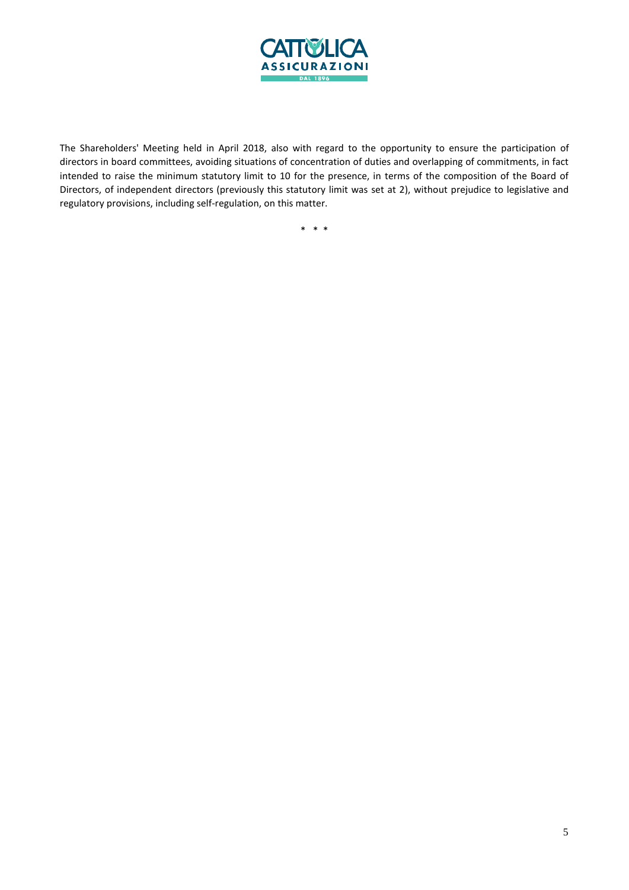The Shareholders' Meeting held in April 2018, also with regard to the opportunity to ensure the participation of directors in board committees, avoiding situations of concentration of duties and overlapping of commitments, in fact intended to raise the minimum statutory limit to 10 for the presence, in terms of the composition of the Board of Directors, of independent directors (previously this statutory limit was set at 2), without prejudice to legislative and regulatory provisions, including self-regulation, on this matter.

\* \* \*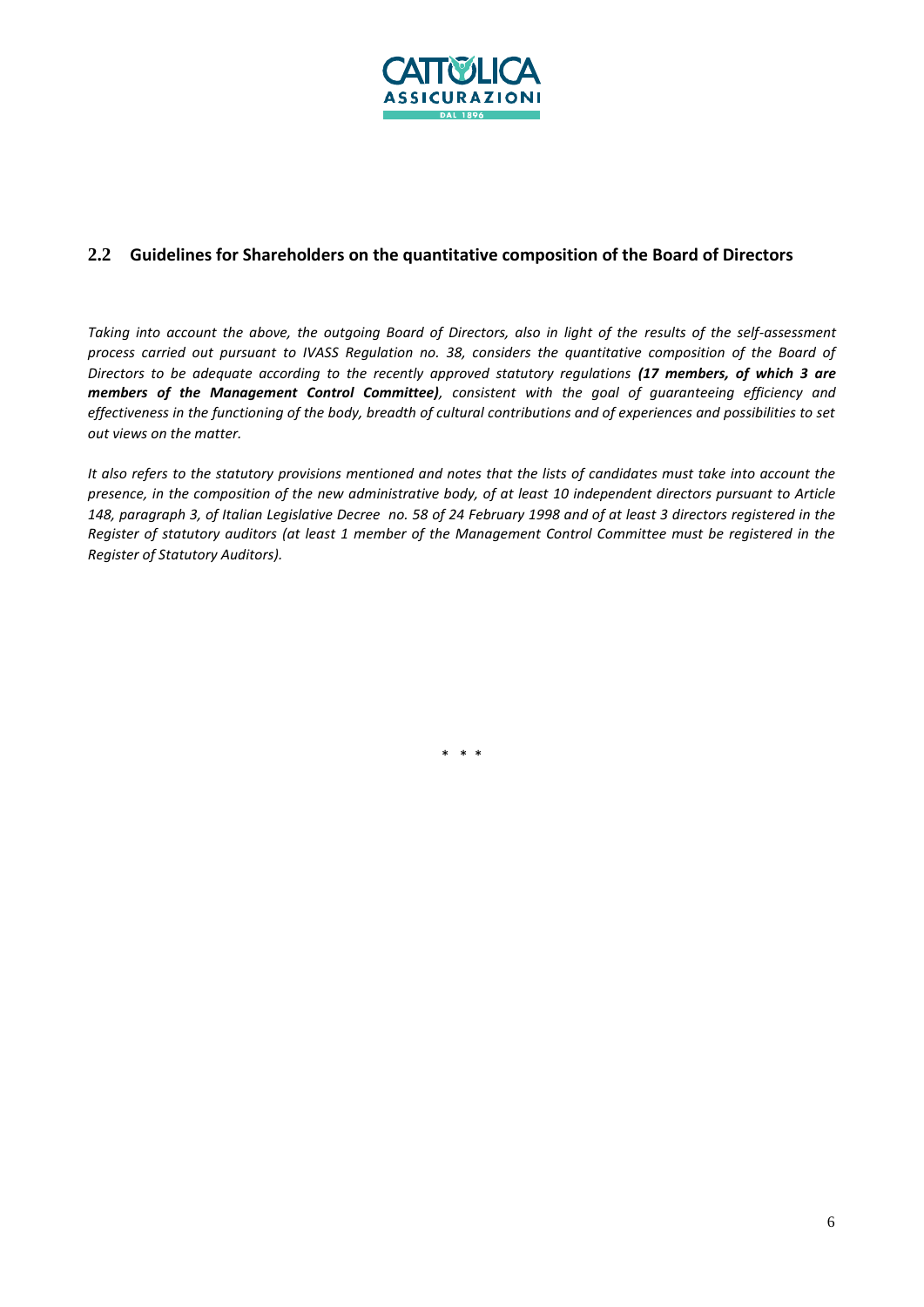## 2.2 Guidelines for Shareholders on the quantitative composition of the Board of Directors

*Taking into account the above, the outgoing Board of Directors, also in light of the results of the self-assessment process carried out pursuant to IVASS Regulation no. 38, considers the quantitative composition of the Board of Directors to be adequate according to the recently approved statutory regulations* ***(17 members, of which 3 are members of the Management Control Committee)****, consistent with the goal of guaranteeing efficiency and effectiveness in the functioning of the body, breadth of cultural contributions and of experiences and possibilities to set out views on the matter.*

*It also refers to the statutory provisions mentioned and notes that the lists of candidates must take into account the presence, in the composition of the new administrative body, of at least 10 independent directors pursuant to Article 148, paragraph 3, of Italian Legislative Decree no. 58 of 24 February 1998 and of at least 3 directors registered in the Register of statutory auditors (at least 1 member of the Management Control Committee must be registered in the Register of Statutory Auditors).*

\* \* \*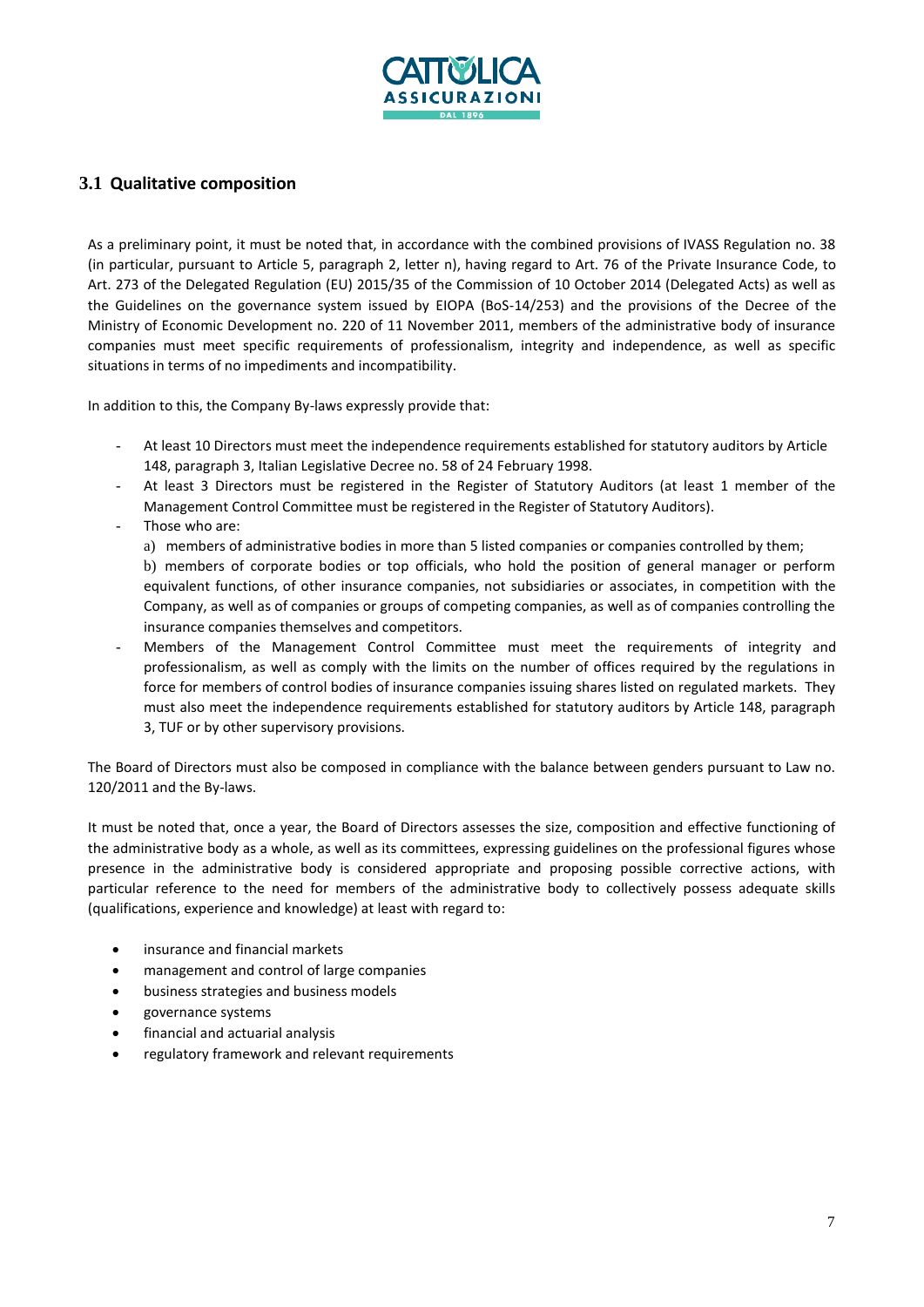## 3.1 Qualitative composition

As a preliminary point, it must be noted that, in accordance with the combined provisions of IVASS Regulation no. 38 (in particular, pursuant to Article 5, paragraph 2, letter n), having regard to Art. 76 of the Private Insurance Code, to Art. 273 of the Delegated Regulation (EU) 2015/35 of the Commission of 10 October 2014 (Delegated Acts) as well as the Guidelines on the governance system issued by EIOPA (BoS-14/253) and the provisions of the Decree of the Ministry of Economic Development no. 220 of 11 November 2011, members of the administrative body of insurance companies must meet specific requirements of professionalism, integrity and independence, as well as specific situations in terms of no impediments and incompatibility.

In addition to this, the Company By-laws expressly provide that:

- At least 10 Directors must meet the independence requirements established for statutory auditors by Article 148, paragraph 3, Italian Legislative Decree no. 58 of 24 February 1998.
- At least 3 Directors must be registered in the Register of Statutory Auditors (at least 1 member of the Management Control Committee must be registered in the Register of Statutory Auditors).
- Those who are:
  a) members of administrative bodies in more than 5 listed companies or companies controlled by them;
  b) members of corporate bodies or top officials, who hold the position of general manager or perform equivalent functions, of other insurance companies, not subsidiaries or associates, in competition with the Company, as well as of companies or groups of competing companies, as well as of companies controlling the insurance companies themselves and competitors.
- Members of the Management Control Committee must meet the requirements of integrity and professionalism, as well as comply with the limits on the number of offices required by the regulations in force for members of control bodies of insurance companies issuing shares listed on regulated markets. They must also meet the independence requirements established for statutory auditors by Article 148, paragraph 3, TUF or by other supervisory provisions.

The Board of Directors must also be composed in compliance with the balance between genders pursuant to Law no. 120/2011 and the By-laws.

It must be noted that, once a year, the Board of Directors assesses the size, composition and effective functioning of the administrative body as a whole, as well as its committees, expressing guidelines on the professional figures whose presence in the administrative body is considered appropriate and proposing possible corrective actions, with particular reference to the need for members of the administrative body to collectively possess adequate skills (qualifications, experience and knowledge) at least with regard to:

- insurance and financial markets
- management and control of large companies
- business strategies and business models
- governance systems
- financial and actuarial analysis
- regulatory framework and relevant requirements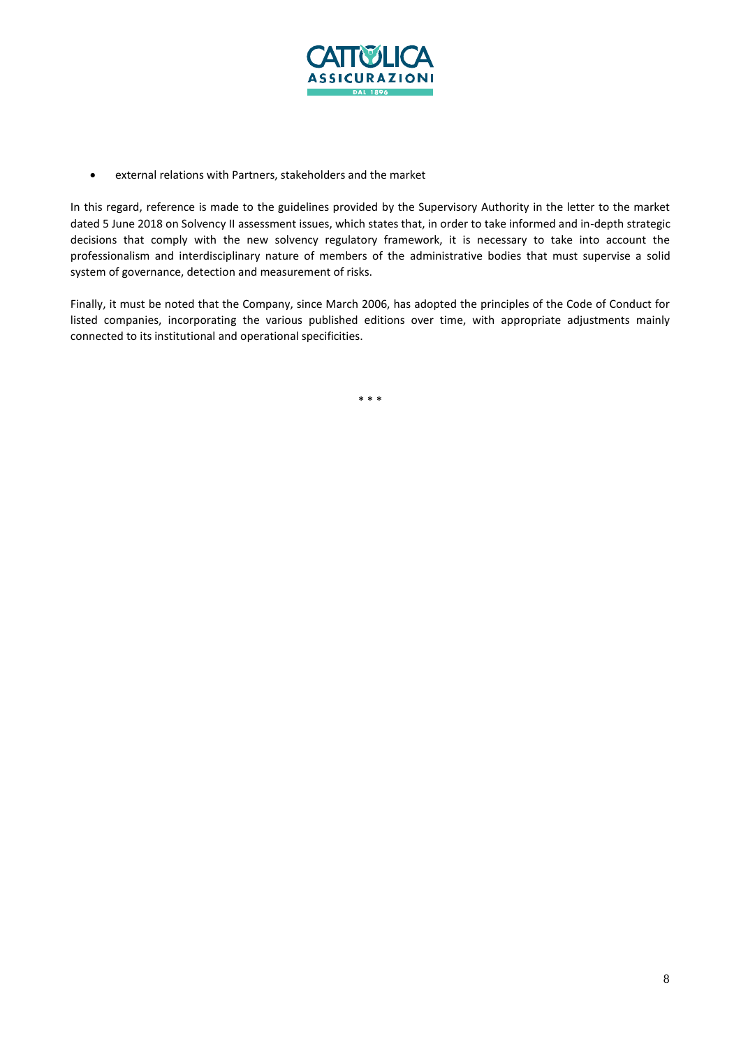- external relations with Partners, stakeholders and the market

In this regard, reference is made to the guidelines provided by the Supervisory Authority in the letter to the market dated 5 June 2018 on Solvency II assessment issues, which states that, in order to take informed and in-depth strategic decisions that comply with the new solvency regulatory framework, it is necessary to take into account the professionalism and interdisciplinary nature of members of the administrative bodies that must supervise a solid system of governance, detection and measurement of risks.

Finally, it must be noted that the Company, since March 2006, has adopted the principles of the Code of Conduct for listed companies, incorporating the various published editions over time, with appropriate adjustments mainly connected to its institutional and operational specificities.

\* \* \*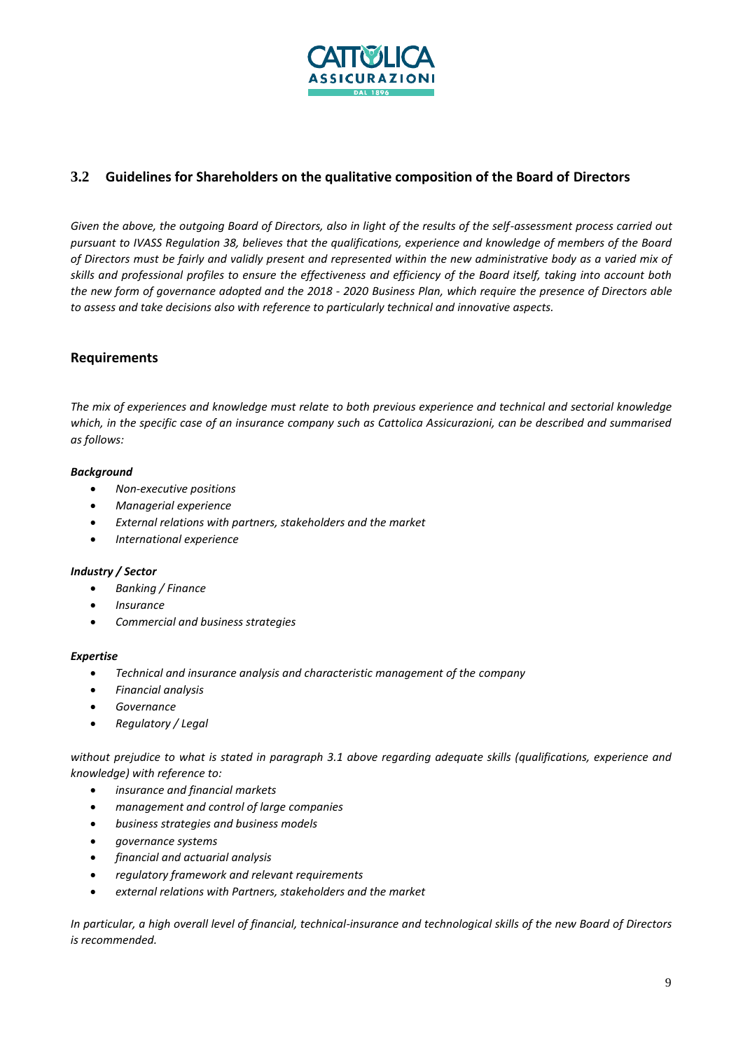## 3.2 Guidelines for Shareholders on the qualitative composition of the Board of Directors

*Given the above, the outgoing Board of Directors, also in light of the results of the self-assessment process carried out pursuant to IVASS Regulation 38, believes that the qualifications, experience and knowledge of members of the Board of Directors must be fairly and validly present and represented within the new administrative body as a varied mix of skills and professional profiles to ensure the effectiveness and efficiency of the Board itself, taking into account both the new form of governance adopted and the 2018 - 2020 Business Plan, which require the presence of Directors able to assess and take decisions also with reference to particularly technical and innovative aspects.*

### Requirements

*The mix of experiences and knowledge must relate to both previous experience and technical and sectorial knowledge which, in the specific case of an insurance company such as Cattolica Assicurazioni, can be described and summarised as follows:*

***Background***

- *Non-executive positions*
- *Managerial experience*
- *External relations with partners, stakeholders and the market*
- *International experience*

***Industry / Sector***

- *Banking / Finance*
- *Insurance*
- *Commercial and business strategies*

***Expertise***

- *Technical and insurance analysis and characteristic management of the company*
- *Financial analysis*
- *Governance*
- *Regulatory / Legal*

*without prejudice to what is stated in paragraph 3.1 above regarding adequate skills (qualifications, experience and knowledge) with reference to:*

- *insurance and financial markets*
- *management and control of large companies*
- *business strategies and business models*
- *governance systems*
- *financial and actuarial analysis*
- *regulatory framework and relevant requirements*
- *external relations with Partners, stakeholders and the market*

*In particular, a high overall level of financial, technical-insurance and technological skills of the new Board of Directors is recommended.*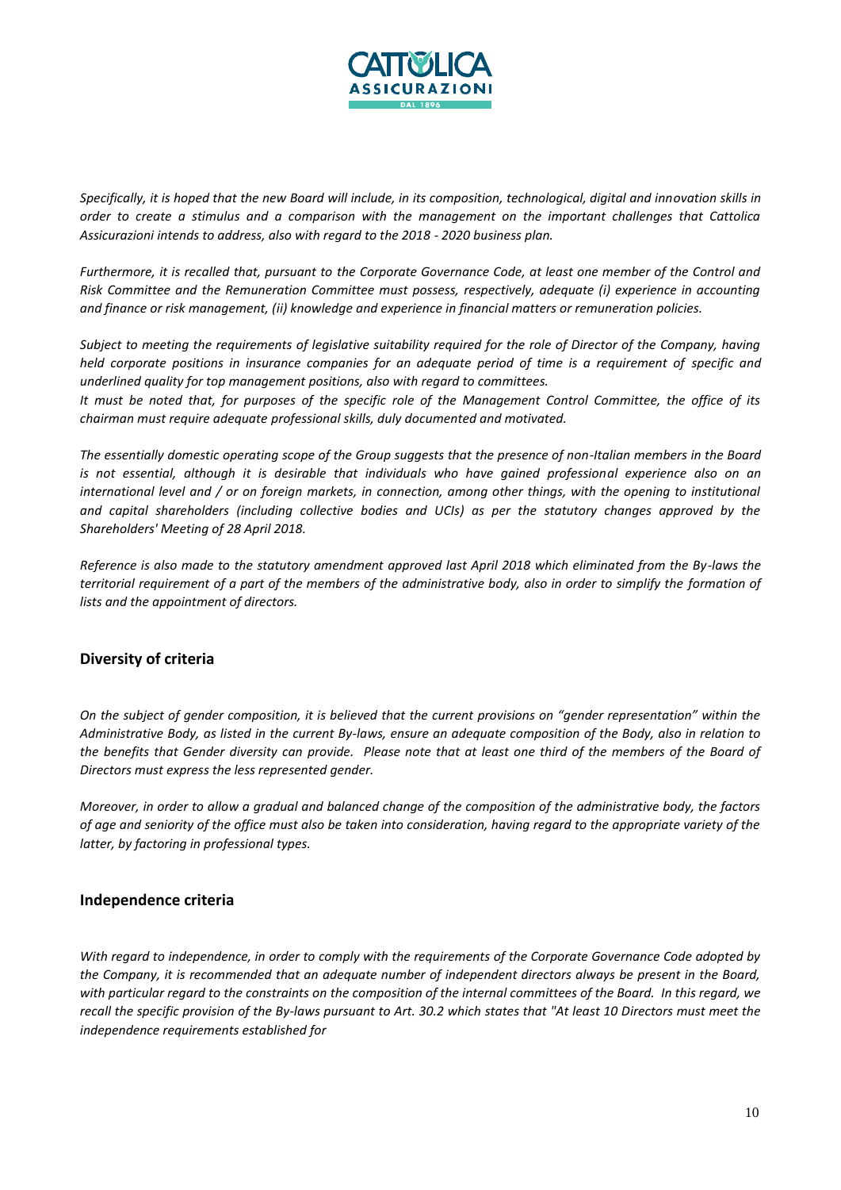*Specifically, it is hoped that the new Board will include, in its composition, technological, digital and innovation skills in order to create a stimulus and a comparison with the management on the important challenges that Cattolica Assicurazioni intends to address, also with regard to the 2018 - 2020 business plan.*

*Furthermore, it is recalled that, pursuant to the Corporate Governance Code, at least one member of the Control and Risk Committee and the Remuneration Committee must possess, respectively, adequate (i) experience in accounting and finance or risk management, (ii) knowledge and experience in financial matters or remuneration policies.*

*Subject to meeting the requirements of legislative suitability required for the role of Director of the Company, having held corporate positions in insurance companies for an adequate period of time is a requirement of specific and underlined quality for top management positions, also with regard to committees.*
*It must be noted that, for purposes of the specific role of the Management Control Committee, the office of its chairman must require adequate professional skills, duly documented and motivated.*

*The essentially domestic operating scope of the Group suggests that the presence of non-Italian members in the Board is not essential, although it is desirable that individuals who have gained professional experience also on an international level and / or on foreign markets, in connection, among other things, with the opening to institutional and capital shareholders (including collective bodies and UCIs) as per the statutory changes approved by the Shareholders' Meeting of 28 April 2018.*

*Reference is also made to the statutory amendment approved last April 2018 which eliminated from the By-laws the territorial requirement of a part of the members of the administrative body, also in order to simplify the formation of lists and the appointment of directors.*

## Diversity of criteria

*On the subject of gender composition, it is believed that the current provisions on "gender representation" within the Administrative Body, as listed in the current By-laws, ensure an adequate composition of the Body, also in relation to the benefits that Gender diversity can provide. Please note that at least one third of the members of the Board of Directors must express the less represented gender.*

*Moreover, in order to allow a gradual and balanced change of the composition of the administrative body, the factors of age and seniority of the office must also be taken into consideration, having regard to the appropriate variety of the latter, by factoring in professional types.*

## Independence criteria

*With regard to independence, in order to comply with the requirements of the Corporate Governance Code adopted by the Company, it is recommended that an adequate number of independent directors always be present in the Board, with particular regard to the constraints on the composition of the internal committees of the Board. In this regard, we recall the specific provision of the By-laws pursuant to Art. 30.2 which states that "At least 10 Directors must meet the independence requirements established for*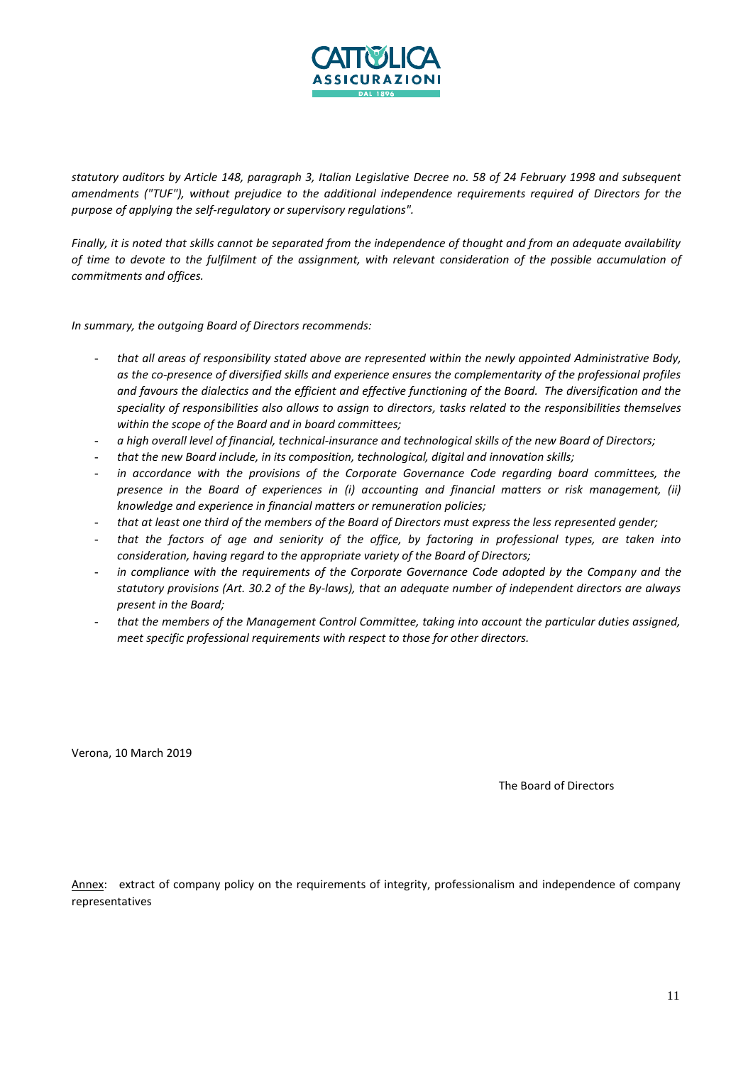*statutory auditors by Article 148, paragraph 3, Italian Legislative Decree no. 58 of 24 February 1998 and subsequent amendments ("TUF"), without prejudice to the additional independence requirements required of Directors for the purpose of applying the self-regulatory or supervisory regulations".*

*Finally, it is noted that skills cannot be separated from the independence of thought and from an adequate availability of time to devote to the fulfilment of the assignment, with relevant consideration of the possible accumulation of commitments and offices.*

*In summary, the outgoing Board of Directors recommends:*

- *that all areas of responsibility stated above are represented within the newly appointed Administrative Body, as the co-presence of diversified skills and experience ensures the complementarity of the professional profiles and favours the dialectics and the efficient and effective functioning of the Board. The diversification and the speciality of responsibilities also allows to assign to directors, tasks related to the responsibilities themselves within the scope of the Board and in board committees;*
- *a high overall level of financial, technical-insurance and technological skills of the new Board of Directors;*
- *that the new Board include, in its composition, technological, digital and innovation skills;*
- *in accordance with the provisions of the Corporate Governance Code regarding board committees, the presence in the Board of experiences in (i) accounting and financial matters or risk management, (ii) knowledge and experience in financial matters or remuneration policies;*
- *that at least one third of the members of the Board of Directors must express the less represented gender;*
- *that the factors of age and seniority of the office, by factoring in professional types, are taken into consideration, having regard to the appropriate variety of the Board of Directors;*
- *in compliance with the requirements of the Corporate Governance Code adopted by the Company and the statutory provisions (Art. 30.2 of the By-laws), that an adequate number of independent directors are always present in the Board;*
- *that the members of the Management Control Committee, taking into account the particular duties assigned, meet specific professional requirements with respect to those for other directors.*

Verona, 10 March 2019

The Board of Directors

Annex: extract of company policy on the requirements of integrity, professionalism and independence of company representatives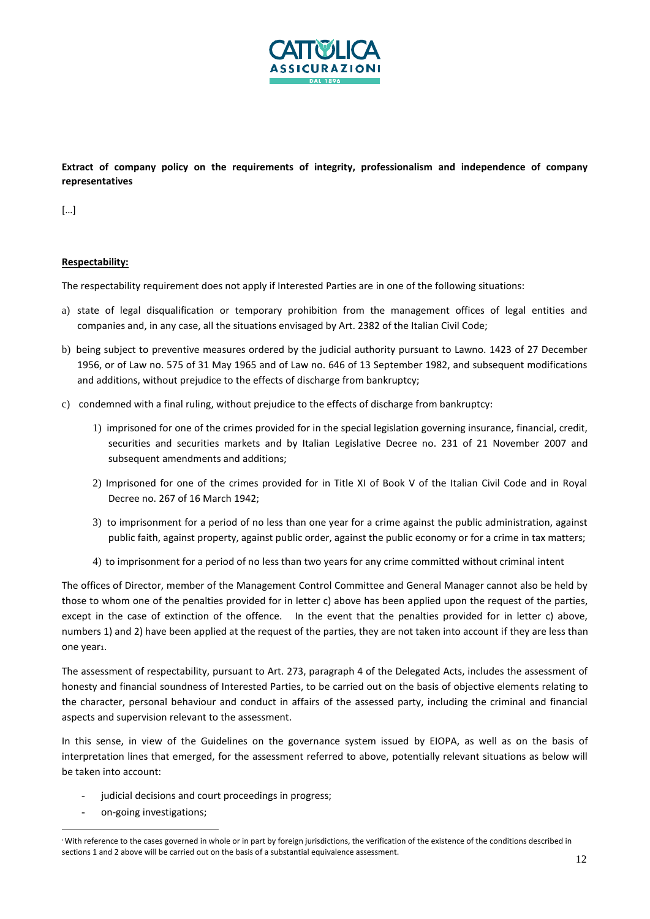**Extract of company policy on the requirements of integrity, professionalism and independence of company representatives**

[…]

**Respectability:**

The respectability requirement does not apply if Interested Parties are in one of the following situations:

a) state of legal disqualification or temporary prohibition from the management offices of legal entities and companies and, in any case, all the situations envisaged by Art. 2382 of the Italian Civil Code;

b) being subject to preventive measures ordered by the judicial authority pursuant to Lawno. 1423 of 27 December 1956, or of Law no. 575 of 31 May 1965 and of Law no. 646 of 13 September 1982, and subsequent modifications and additions, without prejudice to the effects of discharge from bankruptcy;

c) condemned with a final ruling, without prejudice to the effects of discharge from bankruptcy:

   1) imprisoned for one of the crimes provided for in the special legislation governing insurance, financial, credit, securities and securities markets and by Italian Legislative Decree no. 231 of 21 November 2007 and subsequent amendments and additions;

   2) Imprisoned for one of the crimes provided for in Title XI of Book V of the Italian Civil Code and in Royal Decree no. 267 of 16 March 1942;

   3) to imprisonment for a period of no less than one year for a crime against the public administration, against public faith, against property, against public order, against the public economy or for a crime in tax matters;

   4) to imprisonment for a period of no less than two years for any crime committed without criminal intent

The offices of Director, member of the Management Control Committee and General Manager cannot also be held by those to whom one of the penalties provided for in letter c) above has been applied upon the request of the parties, except in the case of extinction of the offence. In the event that the penalties provided for in letter c) above, numbers 1) and 2) have been applied at the request of the parties, they are not taken into account if they are less than one year[1].

The assessment of respectability, pursuant to Art. 273, paragraph 4 of the Delegated Acts, includes the assessment of honesty and financial soundness of Interested Parties, to be carried out on the basis of objective elements relating to the character, personal behaviour and conduct in affairs of the assessed party, including the criminal and financial aspects and supervision relevant to the assessment.

In this sense, in view of the Guidelines on the governance system issued by EIOPA, as well as on the basis of interpretation lines that emerged, for the assessment referred to above, potentially relevant situations as below will be taken into account:

- judicial decisions and court proceedings in progress;
- on-going investigations;

[1] With reference to the cases governed in whole or in part by foreign jurisdictions, the verification of the existence of the conditions described in sections 1 and 2 above will be carried out on the basis of a substantial equivalence assessment.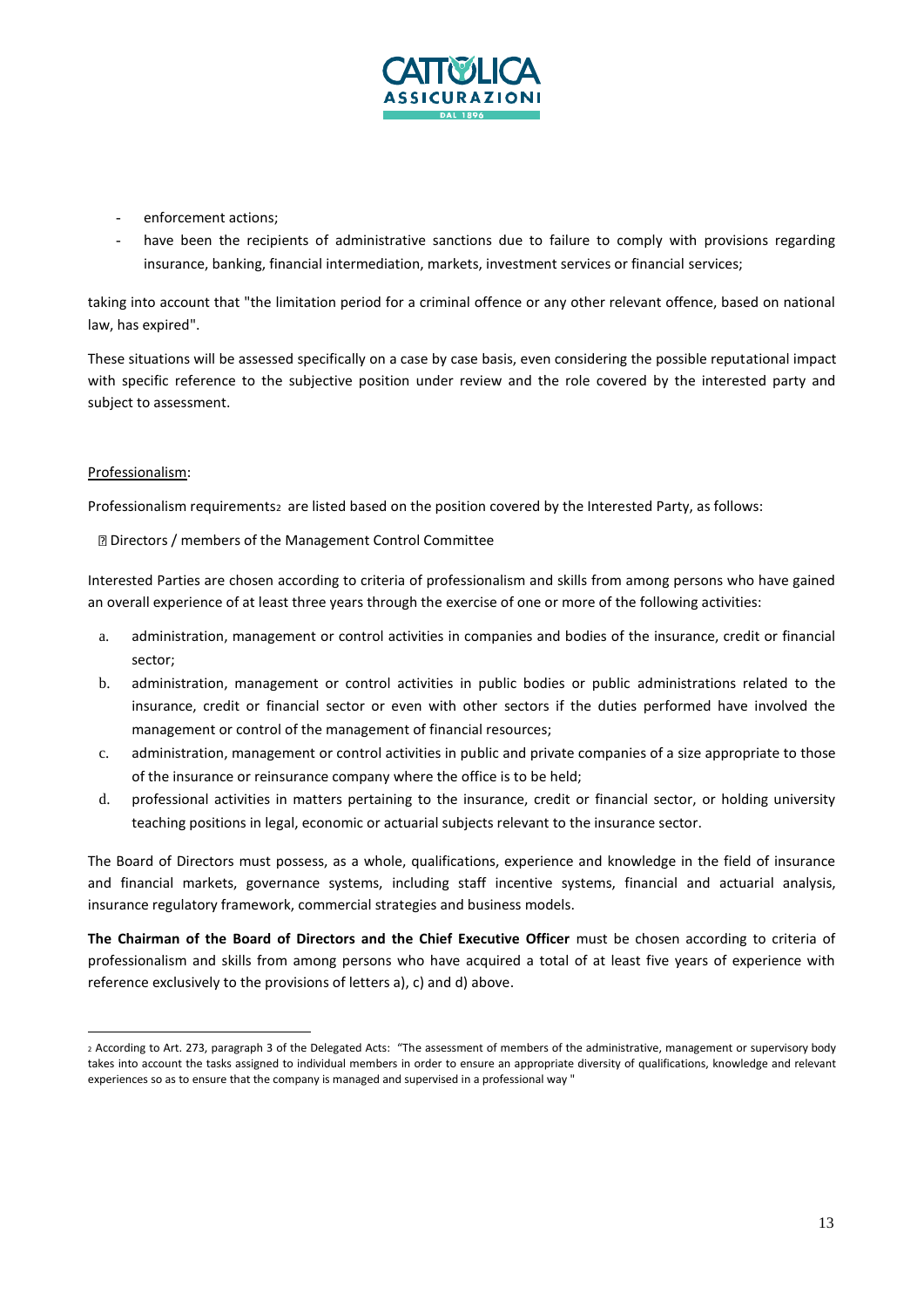- enforcement actions;
- have been the recipients of administrative sanctions due to failure to comply with provisions regarding insurance, banking, financial intermediation, markets, investment services or financial services;

taking into account that "the limitation period for a criminal offence or any other relevant offence, based on national law, has expired".

These situations will be assessed specifically on a case by case basis, even considering the possible reputational impact with specific reference to the subjective position under review and the role covered by the interested party and subject to assessment.

Professionalism:

Professionalism requirements[2] are listed based on the position covered by the Interested Party, as follows:

- Directors / members of the Management Control Committee

Interested Parties are chosen according to criteria of professionalism and skills from among persons who have gained an overall experience of at least three years through the exercise of one or more of the following activities:

a. administration, management or control activities in companies and bodies of the insurance, credit or financial sector;
b. administration, management or control activities in public bodies or public administrations related to the insurance, credit or financial sector or even with other sectors if the duties performed have involved the management or control of the management of financial resources;
c. administration, management or control activities in public and private companies of a size appropriate to those of the insurance or reinsurance company where the office is to be held;
d. professional activities in matters pertaining to the insurance, credit or financial sector, or holding university teaching positions in legal, economic or actuarial subjects relevant to the insurance sector.

The Board of Directors must possess, as a whole, qualifications, experience and knowledge in the field of insurance and financial markets, governance systems, including staff incentive systems, financial and actuarial analysis, insurance regulatory framework, commercial strategies and business models.

**The Chairman of the Board of Directors and the Chief Executive Officer** must be chosen according to criteria of professionalism and skills from among persons who have acquired a total of at least five years of experience with reference exclusively to the provisions of letters a), c) and d) above.

[2] According to Art. 273, paragraph 3 of the Delegated Acts: "The assessment of members of the administrative, management or supervisory body takes into account the tasks assigned to individual members in order to ensure an appropriate diversity of qualifications, knowledge and relevant experiences so as to ensure that the company is managed and supervised in a professional way "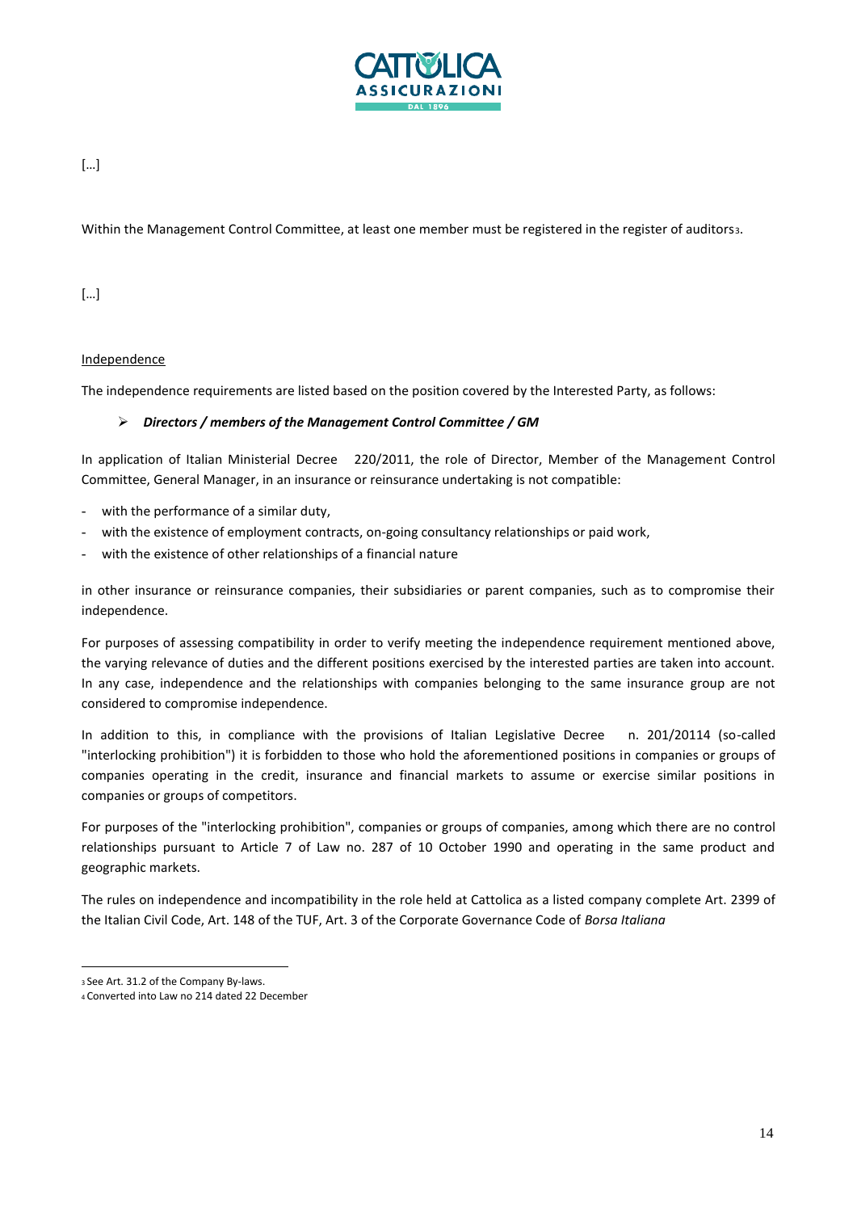[…]

Within the Management Control Committee, at least one member must be registered in the register of auditors[3].

[…]

Independence

The independence requirements are listed based on the position covered by the Interested Party, as follows:

- ***Directors / members of the Management Control Committee / GM***

In application of Italian Ministerial Decree 220/2011, the role of Director, Member of the Management Control Committee, General Manager, in an insurance or reinsurance undertaking is not compatible:

- with the performance of a similar duty,
- with the existence of employment contracts, on-going consultancy relationships or paid work,
- with the existence of other relationships of a financial nature

in other insurance or reinsurance companies, their subsidiaries or parent companies, such as to compromise their independence.

For purposes of assessing compatibility in order to verify meeting the independence requirement mentioned above, the varying relevance of duties and the different positions exercised by the interested parties are taken into account. In any case, independence and the relationships with companies belonging to the same insurance group are not considered to compromise independence.

In addition to this, in compliance with the provisions of Italian Legislative Decree n. 201/2011[4] (so-called "interlocking prohibition") it is forbidden to those who hold the aforementioned positions in companies or groups of companies operating in the credit, insurance and financial markets to assume or exercise similar positions in companies or groups of competitors.

For purposes of the "interlocking prohibition", companies or groups of companies, among which there are no control relationships pursuant to Article 7 of Law no. 287 of 10 October 1990 and operating in the same product and geographic markets.

The rules on independence and incompatibility in the role held at Cattolica as a listed company complete Art. 2399 of the Italian Civil Code, Art. 148 of the TUF, Art. 3 of the Corporate Governance Code of *Borsa Italiana*

[3] See Art. 31.2 of the Company By-laws.

[4] Converted into Law no 214 dated 22 December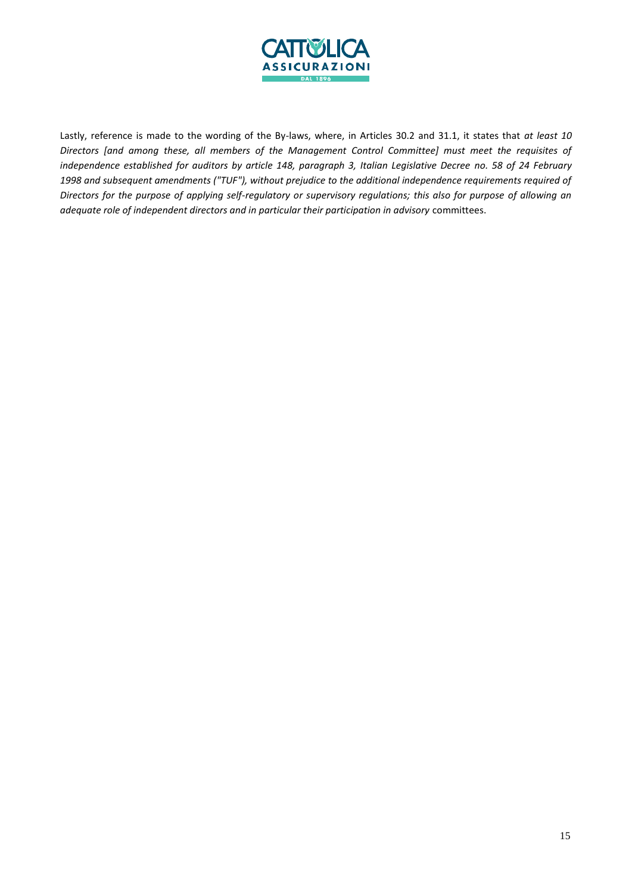Lastly, reference is made to the wording of the By-laws, where, in Articles 30.2 and 31.1, it states that *at least 10 Directors [and among these, all members of the Management Control Committee] must meet the requisites of independence established for auditors by article 148, paragraph 3, Italian Legislative Decree no. 58 of 24 February 1998 and subsequent amendments ("TUF"), without prejudice to the additional independence requirements required of Directors for the purpose of applying self-regulatory or supervisory regulations; this also for purpose of allowing an adequate role of independent directors and in particular their participation in advisory* committees.